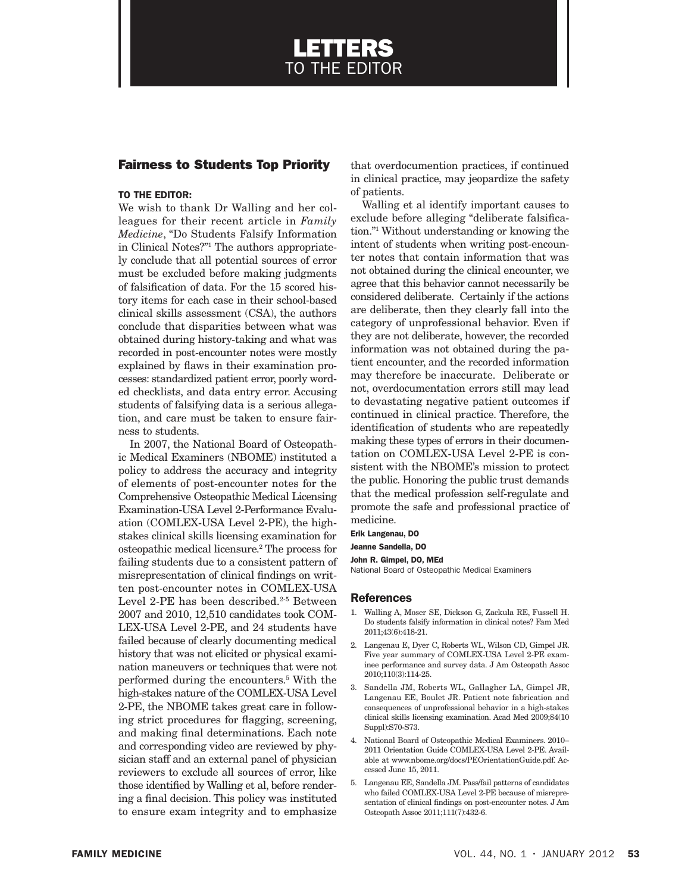# LETTERS TO THE EDITOR

## Fairness to Students Top Priority

**TO THE EDITOR:**

We wish to thank Dr Walling and her colleagues for their recent article in *Family Medicine*, "Do Students Falsify Information in Clinical Notes?"[1] The authors appropriately conclude that all potential sources of error must be excluded before making judgments of falsification of data. For the 15 scored history items for each case in their school-based clinical skills assessment (CSA), the authors conclude that disparities between what was obtained during history-taking and what was recorded in post-encounter notes were mostly explained by flaws in their examination processes: standardized patient error, poorly worded checklists, and data entry error. Accusing students of falsifying data is a serious allegation, and care must be taken to ensure fairness to students.

In 2007, the National Board of Osteopathic Medical Examiners (NBOME) instituted a policy to address the accuracy and integrity of elements of post-encounter notes for the Comprehensive Osteopathic Medical Licensing Examination-USA Level 2-Performance Evaluation (COMLEX-USA Level 2-PE), the high-stakes clinical skills licensing examination for osteopathic medical licensure.[2] The process for failing students due to a consistent pattern of misrepresentation of clinical findings on written post-encounter notes in COMLEX-USA Level 2-PE has been described.[2-5] Between 2007 and 2010, 12,510 candidates took COMLEX-USA Level 2-PE, and 24 students have failed because of clearly documenting medical history that was not elicited or physical examination maneuvers or techniques that were not performed during the encounters.[5] With the high-stakes nature of the COMLEX-USA Level 2-PE, the NBOME takes great care in following strict procedures for flagging, screening, and making final determinations. Each note and corresponding video are reviewed by physician staff and an external panel of physician reviewers to exclude all sources of error, like those identified by Walling et al, before rendering a final decision. This policy was instituted to ensure exam integrity and to emphasize that overdocumention practices, if continued in clinical practice, may jeopardize the safety of patients.

Walling et al identify important causes to exclude before alleging "deliberate falsification."[1] Without understanding or knowing the intent of students when writing post-encounter notes that contain information that was not obtained during the clinical encounter, we agree that this behavior cannot necessarily be considered deliberate. Certainly if the actions are deliberate, then they clearly fall into the category of unprofessional behavior. Even if they are not deliberate, however, the recorded information was not obtained during the patient encounter, and the recorded information may therefore be inaccurate. Deliberate or not, overdocumentation errors still may lead to devastating negative patient outcomes if continued in clinical practice. Therefore, the identification of students who are repeatedly making these types of errors in their documentation on COMLEX-USA Level 2-PE is consistent with the NBOME's mission to protect the public. Honoring the public trust demands that the medical profession self-regulate and promote the safe and professional practice of medicine.

**Erik Langenau, DO**

**Jeanne Sandella, DO**

**John R. Gimpel, DO, MEd**
National Board of Osteopathic Medical Examiners

### References

1. Walling A, Moser SE, Dickson G, Zackula RE, Fussell H. Do students falsify information in clinical notes? Fam Med 2011;43(6):418-21.
2. Langenau E, Dyer C, Roberts WL, Wilson CD, Gimpel JR. Five year summary of COMLEX-USA Level 2-PE examinee performance and survey data. J Am Osteopath Assoc 2010;110(3):114-25.
3. Sandella JM, Roberts WL, Gallagher LA, Gimpel JR, Langenau EE, Boulet JR. Patient note fabrication and consequences of unprofessional behavior in a high-stakes clinical skills licensing examination. Acad Med 2009;84(10 Suppl):S70-S73.
4. National Board of Osteopathic Medical Examiners. 2010–2011 Orientation Guide COMLEX-USA Level 2-PE. Available at www.nbome.org/docs/PEOrientationGuide.pdf. Accessed June 15, 2011.
5. Langenau EE, Sandella JM. Pass/fail patterns of candidates who failed COMLEX-USA Level 2-PE because of misrepresentation of clinical findings on post-encounter notes. J Am Osteopath Assoc 2011;111(7):432-6.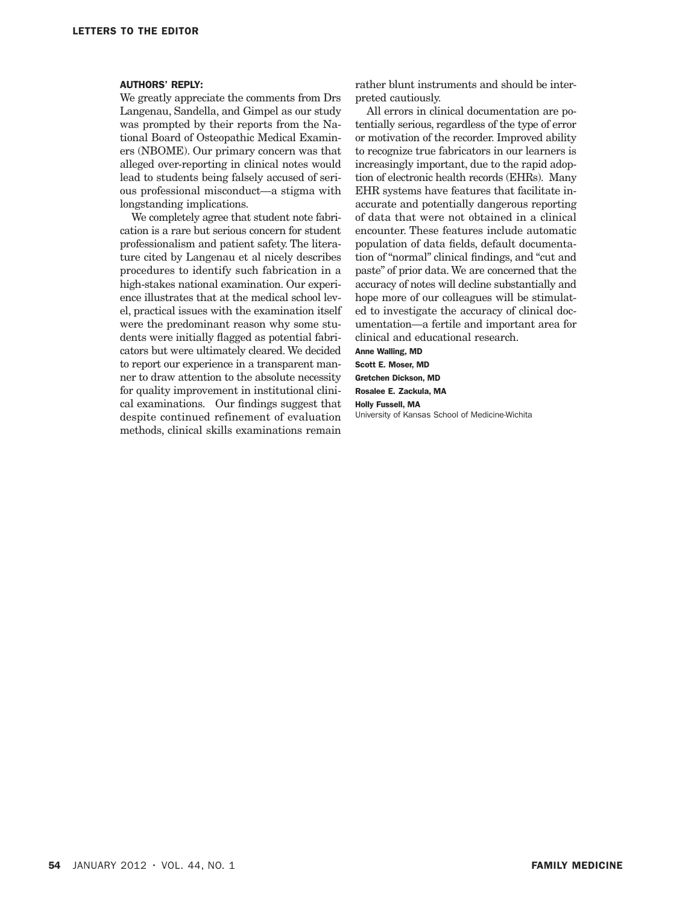### AUTHORS' REPLY:

We greatly appreciate the comments from Drs Langenau, Sandella, and Gimpel as our study was prompted by their reports from the National Board of Osteopathic Medical Examiners (NBOME). Our primary concern was that alleged over-reporting in clinical notes would lead to students being falsely accused of serious professional misconduct—a stigma with longstanding implications.

We completely agree that student note fabrication is a rare but serious concern for student professionalism and patient safety. The literature cited by Langenau et al nicely describes procedures to identify such fabrication in a high-stakes national examination. Our experience illustrates that at the medical school level, practical issues with the examination itself were the predominant reason why some students were initially flagged as potential fabricators but were ultimately cleared. We decided to report our experience in a transparent manner to draw attention to the absolute necessity for quality improvement in institutional clinical examinations. Our findings suggest that despite continued refinement of evaluation methods, clinical skills examinations remain rather blunt instruments and should be interpreted cautiously.

All errors in clinical documentation are potentially serious, regardless of the type of error or motivation of the recorder. Improved ability to recognize true fabricators in our learners is increasingly important, due to the rapid adoption of electronic health records (EHRs). Many EHR systems have features that facilitate inaccurate and potentially dangerous reporting of data that were not obtained in a clinical encounter. These features include automatic population of data fields, default documentation of "normal" clinical findings, and "cut and paste" of prior data. We are concerned that the accuracy of notes will decline substantially and hope more of our colleagues will be stimulated to investigate the accuracy of clinical documentation—a fertile and important area for clinical and educational research.

**Anne Walling, MD**
**Scott E. Moser, MD**
**Gretchen Dickson, MD**
**Rosalee E. Zackula, MA**
**Holly Fussell, MA**
University of Kansas School of Medicine-Wichita